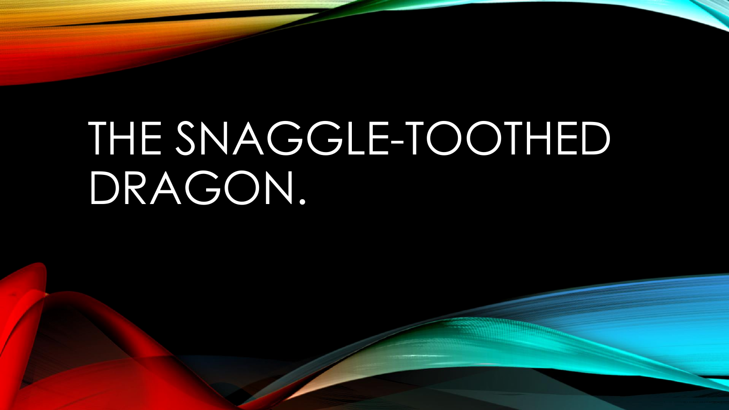# THE SNAGGLE-TOOTHED DRAGON.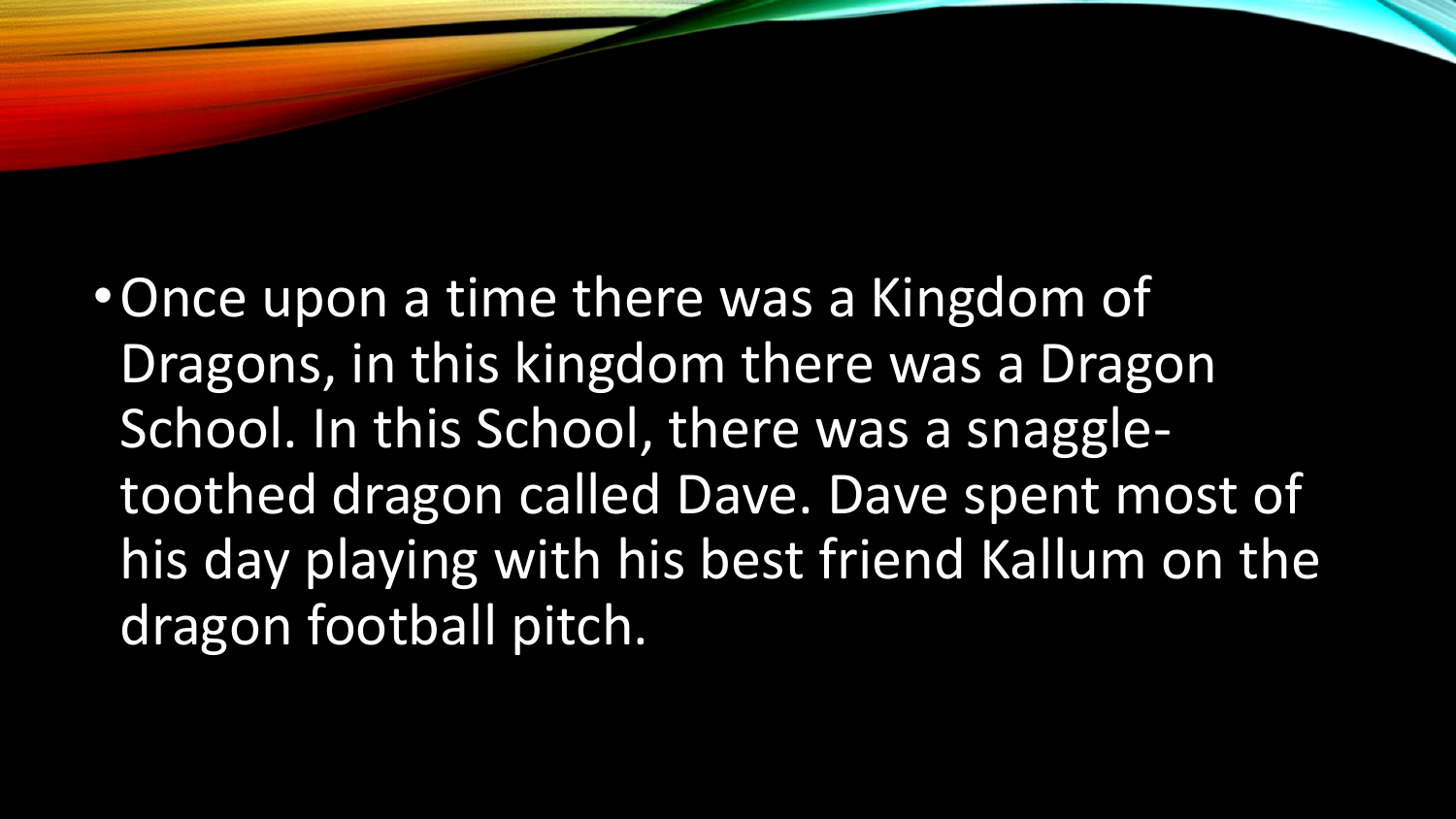- Once upon a time there was a Kingdom of Dragons, in this kingdom there was a Dragon School. In this School, there was a snaggle-toothed dragon called Dave. Dave spent most of his day playing with his best friend Kallum on the dragon football pitch.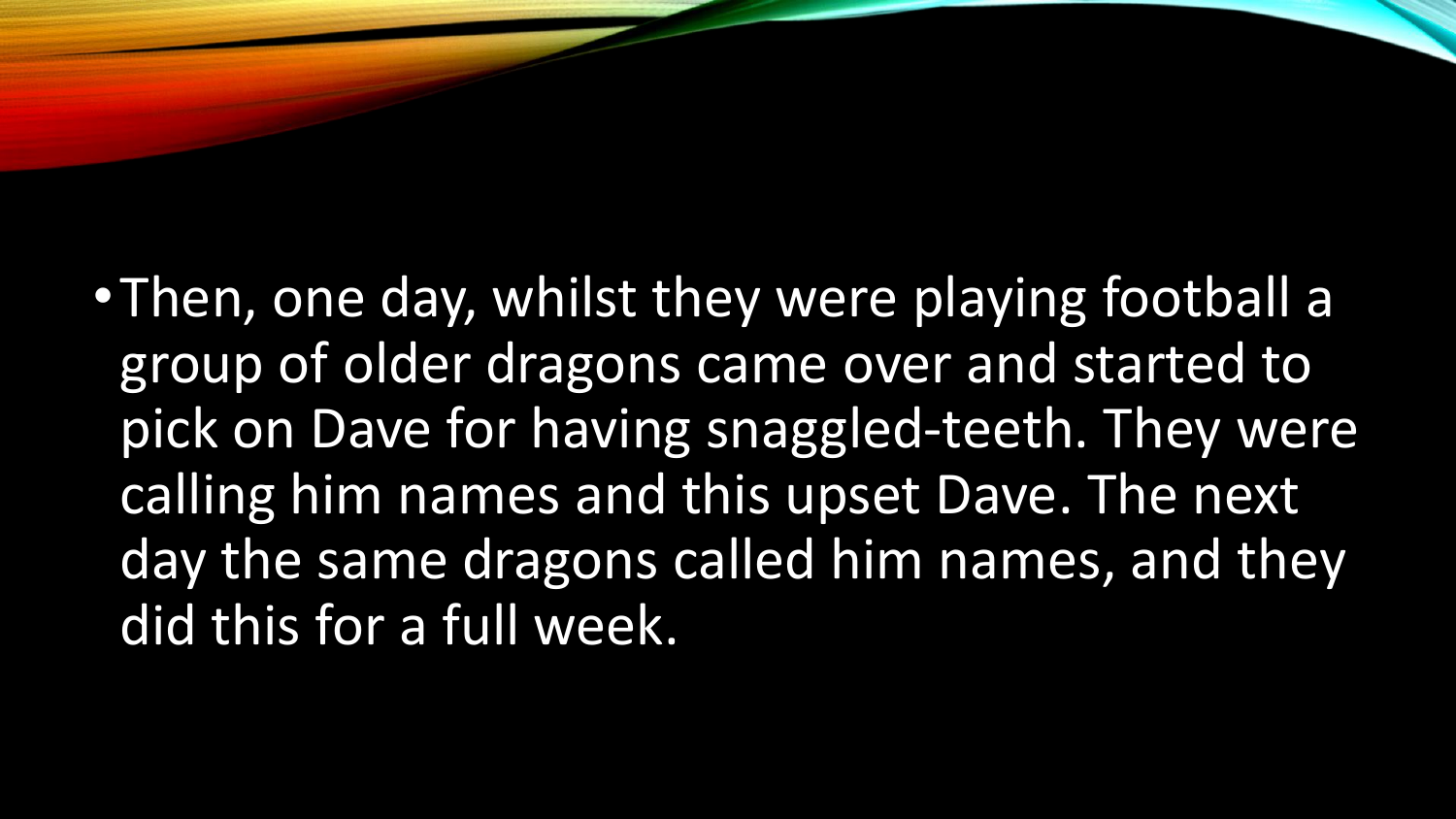- Then, one day, whilst they were playing football a group of older dragons came over and started to pick on Dave for having snaggled-teeth. They were calling him names and this upset Dave. The next day the same dragons called him names, and they did this for a full week.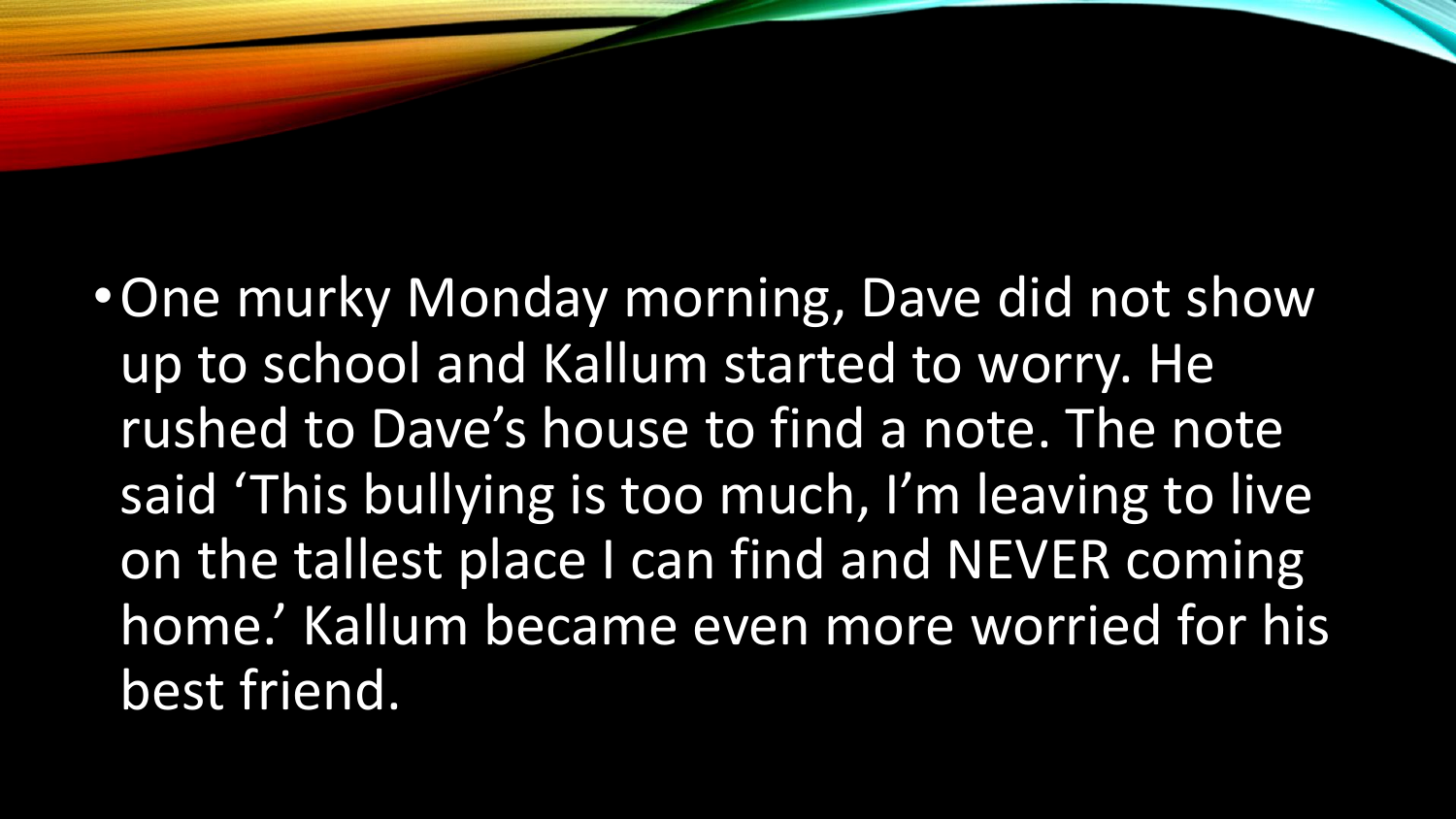- One murky Monday morning, Dave did not show up to school and Kallum started to worry. He rushed to Dave's house to find a note. The note said 'This bullying is too much, I'm leaving to live on the tallest place I can find and NEVER coming home.' Kallum became even more worried for his best friend.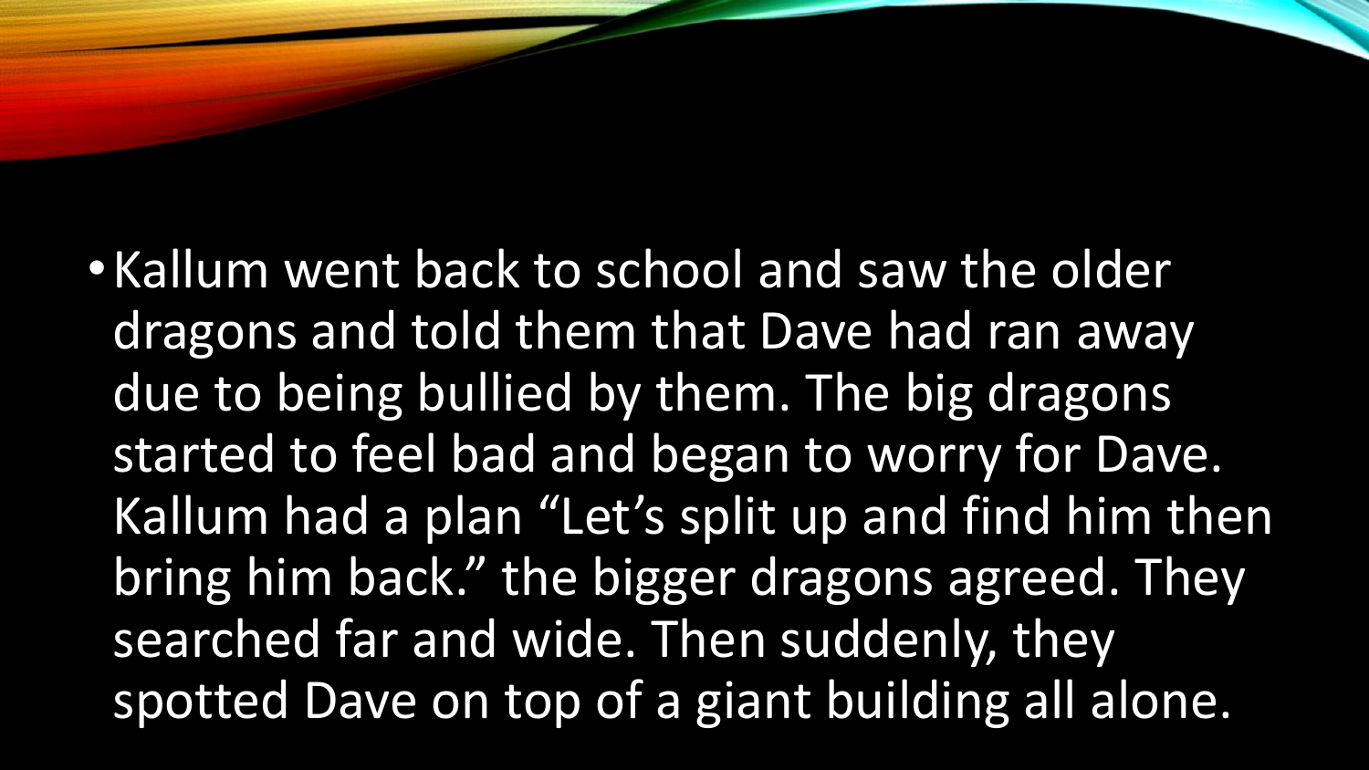- Kallum went back to school and saw the older dragons and told them that Dave had ran away due to being bullied by them. The big dragons started to feel bad and began to worry for Dave. Kallum had a plan “Let’s split up and find him then bring him back.” the bigger dragons agreed. They searched far and wide. Then suddenly, they spotted Dave on top of a giant building all alone.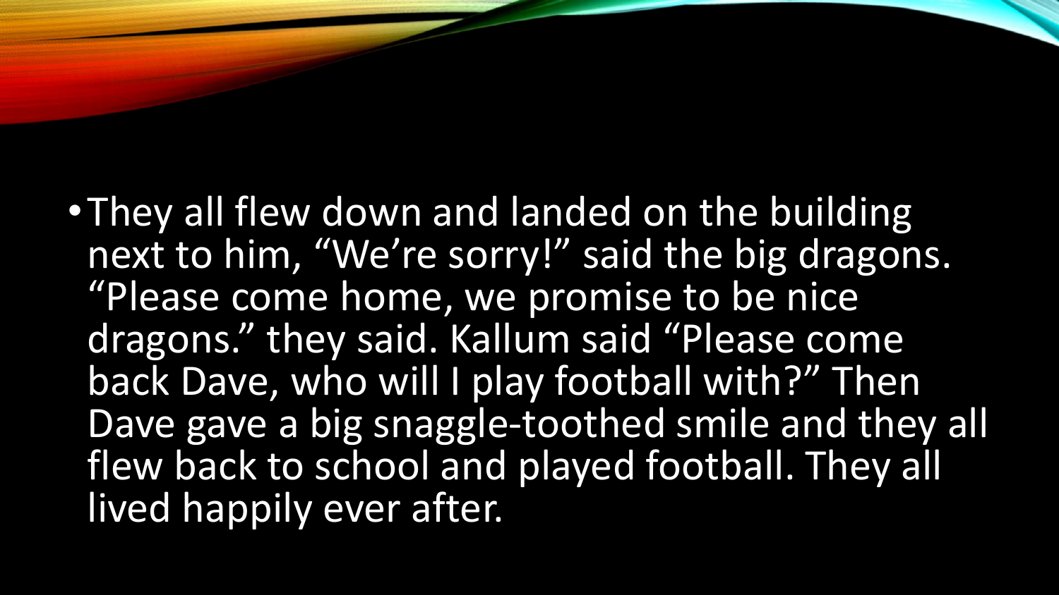- They all flew down and landed on the building next to him, “We’re sorry!” said the big dragons. “Please come home, we promise to be nice dragons.” they said. Kallum said “Please come back Dave, who will I play football with?” Then Dave gave a big snaggle-toothed smile and they all flew back to school and played football. They all lived happily ever after.